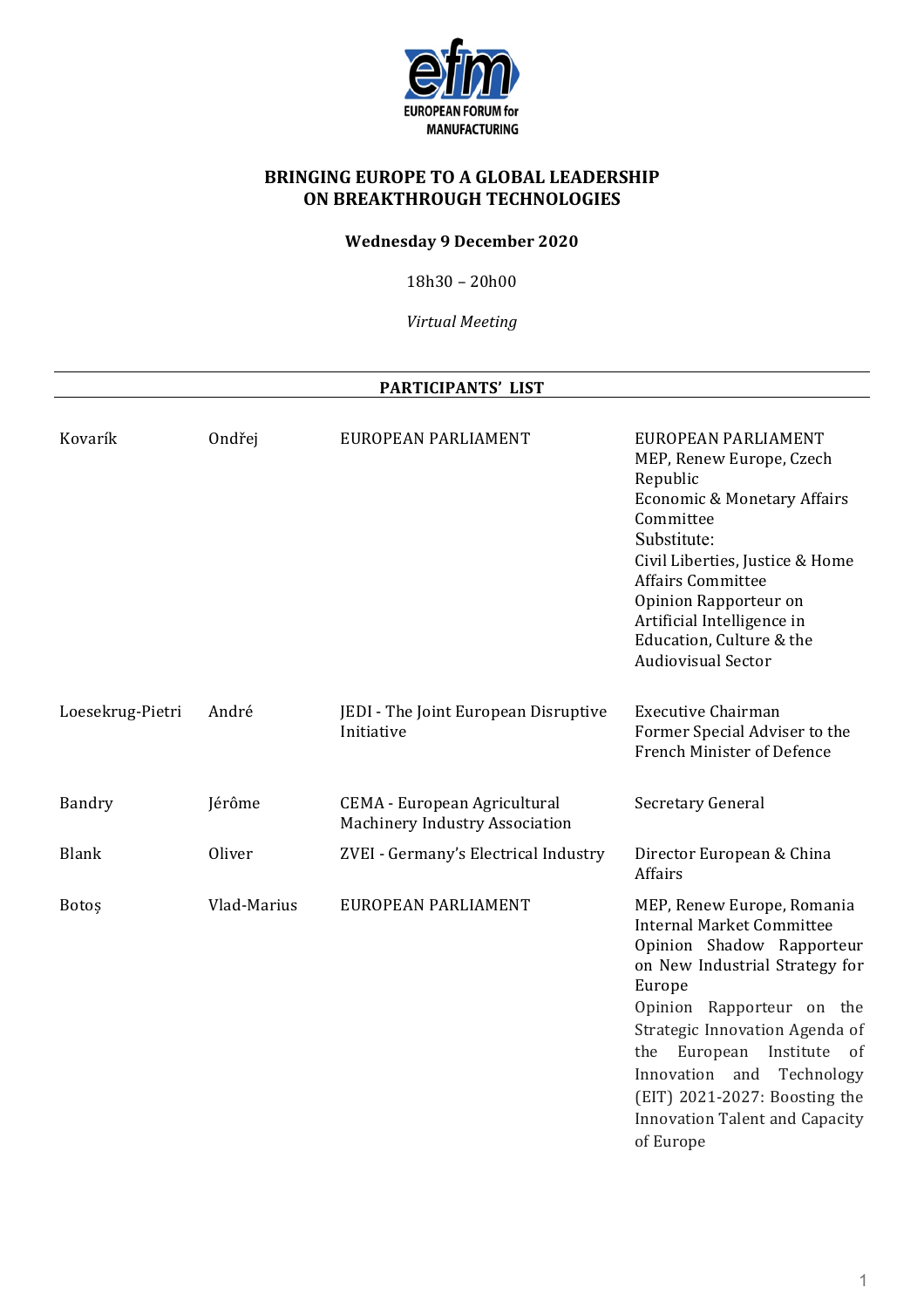**EUROPEAN FORUM for MANUFACTURING**

# BRINGING EUROPE TO A GLOBAL LEADERSHIP ON BREAKTHROUGH TECHNOLOGIES

**Wednesday 9 December 2020**

18h30 – 20h00

*Virtual Meeting*

## PARTICIPANTS' LIST

| | | | |
|---|---|---|---|
| Kovaník | Ondřej | EUROPEAN PARLIAMENT | EUROPEAN PARLIAMENT<br>MEP, Renew Europe, Czech Republic<br>Economic & Monetary Affairs Committee<br>Substitute:<br>Civil Liberties, Justice & Home Affairs Committee<br>Opinion Rapporteur on Artificial Intelligence in Education, Culture & the Audiovisual Sector |
| Loesekrug-Pietri | André | JEDI - The Joint European Disruptive Initiative | Executive Chairman<br>Former Special Adviser to the French Minister of Defence |
| Bandry | Jérôme | CEMA - European Agricultural Machinery Industry Association | Secretary General |
| Blank | Oliver | ZVEI - Germany's Electrical Industry | Director European & China Affairs |
| Botoș | Vlad-Marius | EUROPEAN PARLIAMENT | MEP, Renew Europe, Romania<br>Internal Market Committee<br>Opinion Shadow Rapporteur on New Industrial Strategy for Europe<br>Opinion Rapporteur on the Strategic Innovation Agenda of the European Institute of Innovation and Technology (EIT) 2021-2027: Boosting the Innovation Talent and Capacity of Europe |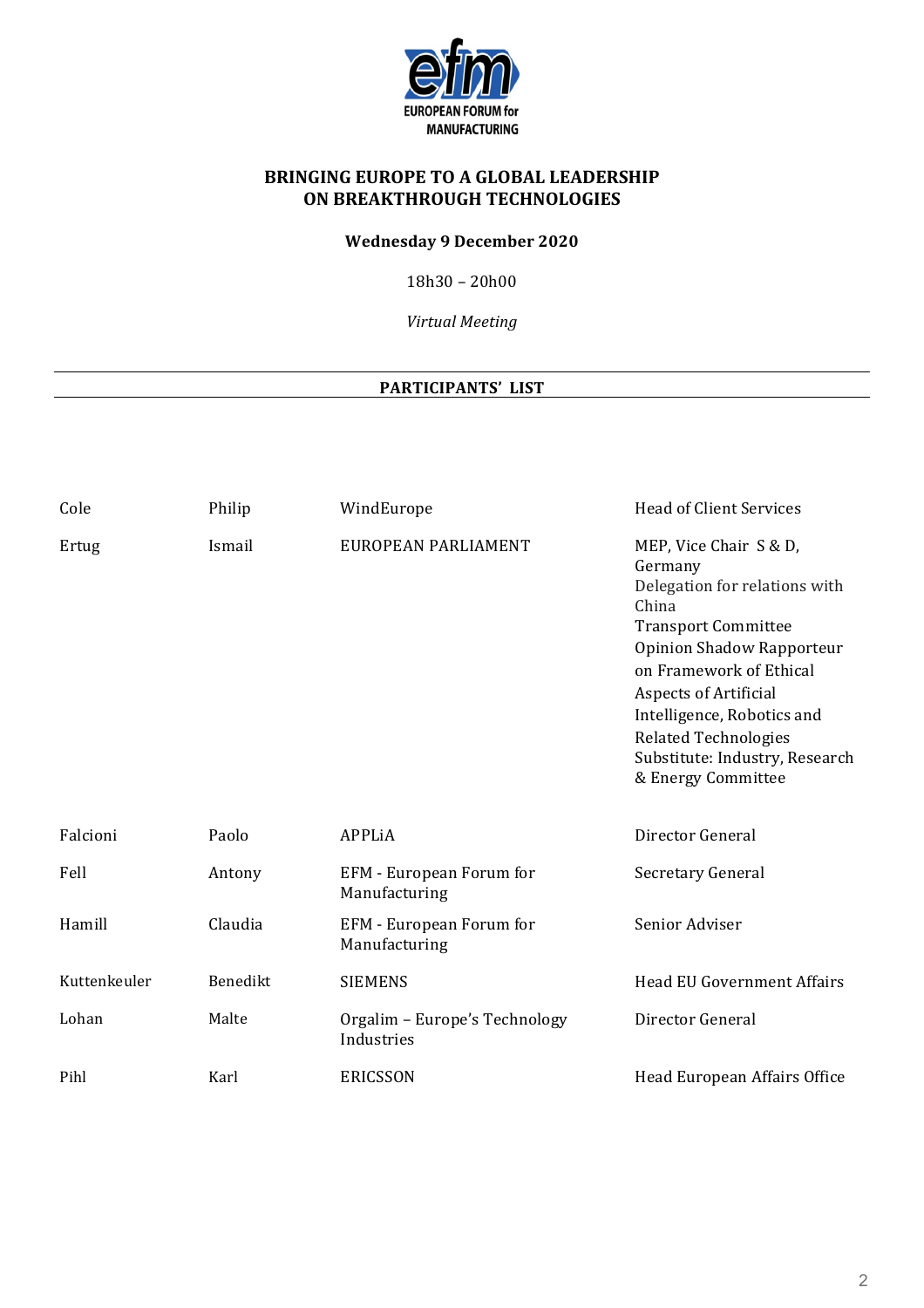EUROPEAN FORUM for MANUFACTURING

## BRINGING EUROPE TO A GLOBAL LEADERSHIP ON BREAKTHROUGH TECHNOLOGIES

**Wednesday 9 December 2020**

18h30 – 20h00

*Virtual Meeting*

---

**PARTICIPANTS' LIST**

---

| | | | |
|---|---|---|---|
| Cole | Philip | WindEurope | Head of Client Services |
| Ertug | Ismail | EUROPEAN PARLIAMENT | MEP, Vice Chair S & D, Germany<br>Delegation for relations with China<br>Transport Committee<br>Opinion Shadow Rapporteur on Framework of Ethical Aspects of Artificial Intelligence, Robotics and Related Technologies<br>Substitute: Industry, Research & Energy Committee |
| Falcioni | Paolo | APPLiA | Director General |
| Fell | Antony | EFM - European Forum for Manufacturing | Secretary General |
| Hamill | Claudia | EFM - European Forum for Manufacturing | Senior Adviser |
| Kuttenkeuler | Benedikt | SIEMENS | Head EU Government Affairs |
| Lohan | Malte | Orgalim – Europe's Technology Industries | Director General |
| Pihl | Karl | ERICSSON | Head European Affairs Office |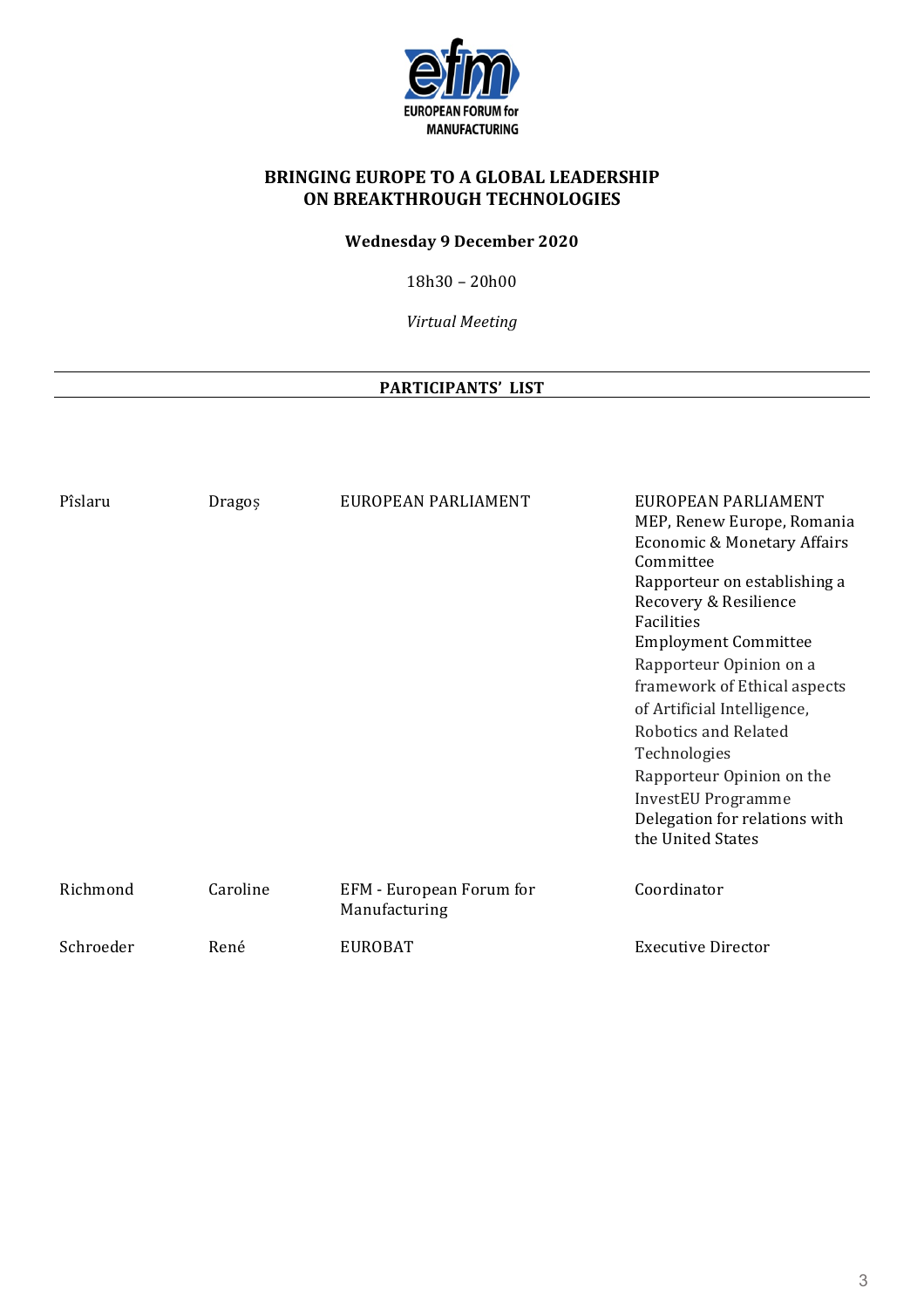EUROPEAN FORUM for MANUFACTURING

## BRINGING EUROPE TO A GLOBAL LEADERSHIP ON BREAKTHROUGH TECHNOLOGIES

**Wednesday 9 December 2020**

18h30 – 20h00

*Virtual Meeting*

---

**PARTICIPANTS' LIST**

---

| | | | |
|---|---|---|---|
| Pîslaru | Dragoș | EUROPEAN PARLIAMENT | EUROPEAN PARLIAMENT<br>MEP, Renew Europe, Romania<br>Economic & Monetary Affairs Committee<br>Rapporteur on establishing a Recovery & Resilience Facilities<br>Employment Committee<br>Rapporteur Opinion on a framework of Ethical aspects of Artificial Intelligence, Robotics and Related Technologies<br>Rapporteur Opinion on the InvestEU Programme<br>Delegation for relations with the United States |
| Richmond | Caroline | EFM - European Forum for Manufacturing | Coordinator |
| Schroeder | René | EUROBAT | Executive Director |